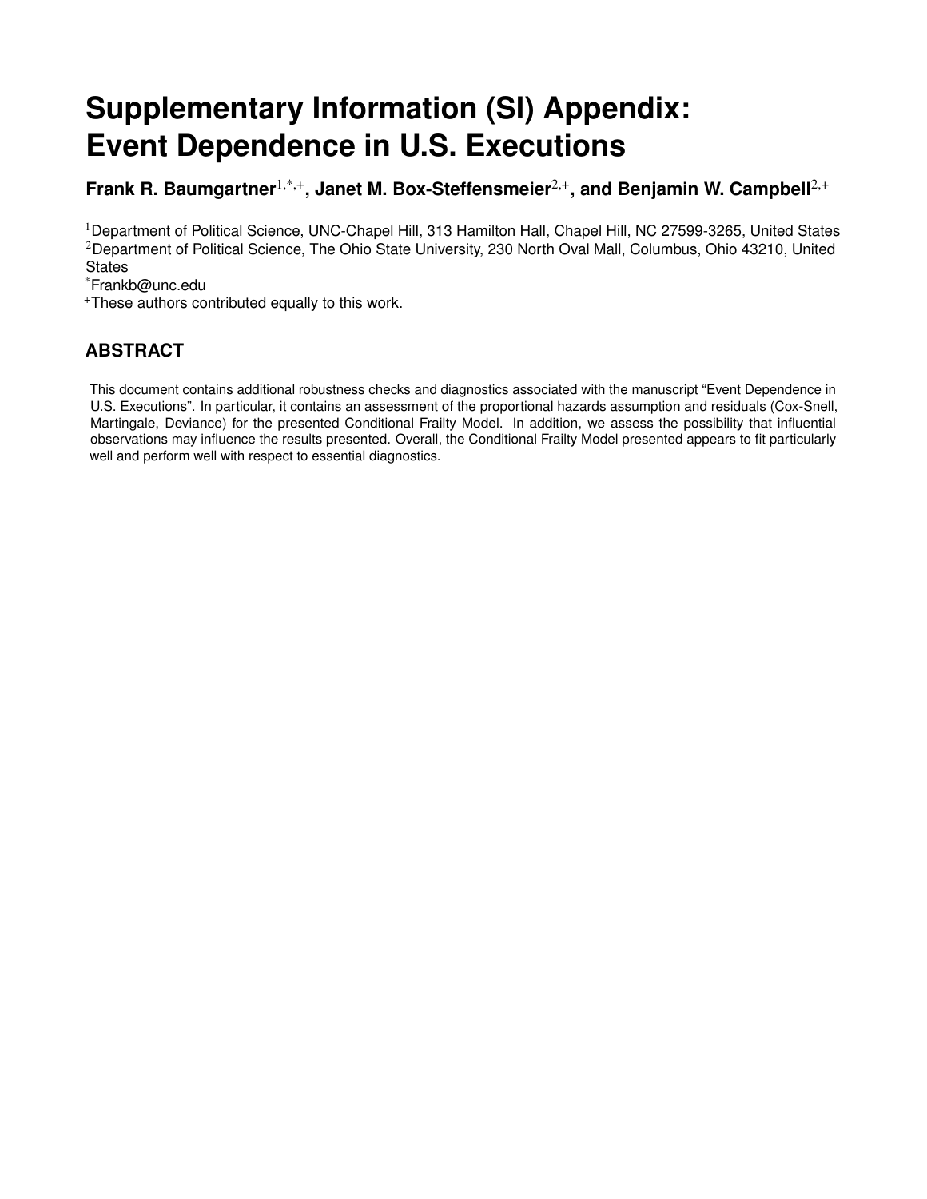# Supplementary Information (SI) Appendix: Event Dependence in U.S. Executions

**Frank R. Baumgartner**[1,*,+], **Janet M. Box-Steffensmeier**[2,+], **and Benjamin W. Campbell**[2,+]

[1]Department of Political Science, UNC-Chapel Hill, 313 Hamilton Hall, Chapel Hill, NC 27599-3265, United States
[2]Department of Political Science, The Ohio State University, 230 North Oval Mall, Columbus, Ohio 43210, United States
[*]Frankb@unc.edu
[+]These authors contributed equally to this work.

## ABSTRACT

This document contains additional robustness checks and diagnostics associated with the manuscript "Event Dependence in U.S. Executions". In particular, it contains an assessment of the proportional hazards assumption and residuals (Cox-Snell, Martingale, Deviance) for the presented Conditional Frailty Model. In addition, we assess the possibility that influential observations may influence the results presented. Overall, the Conditional Frailty Model presented appears to fit particularly well and perform well with respect to essential diagnostics.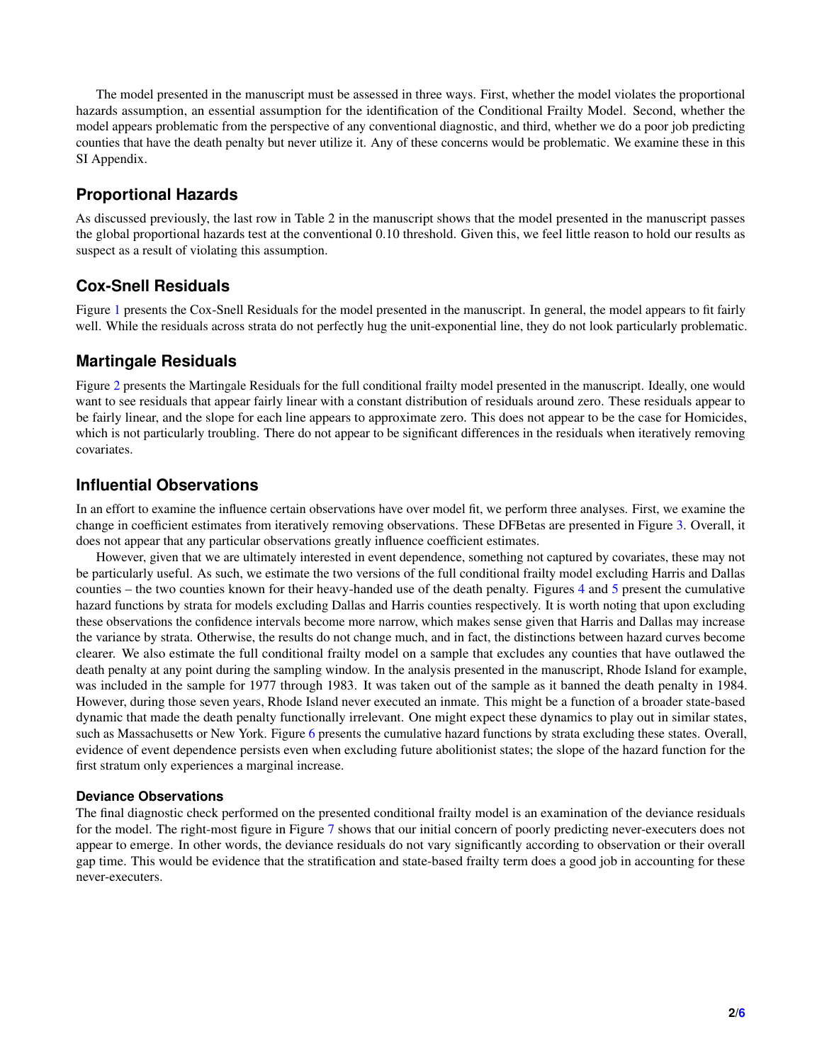The model presented in the manuscript must be assessed in three ways. First, whether the model violates the proportional hazards assumption, an essential assumption for the identification of the Conditional Frailty Model. Second, whether the model appears problematic from the perspective of any conventional diagnostic, and third, whether we do a poor job predicting counties that have the death penalty but never utilize it. Any of these concerns would be problematic. We examine these in this SI Appendix.

## Proportional Hazards

As discussed previously, the last row in Table 2 in the manuscript shows that the model presented in the manuscript passes the global proportional hazards test at the conventional 0.10 threshold. Given this, we feel little reason to hold our results as suspect as a result of violating this assumption.

## Cox-Snell Residuals

Figure 1 presents the Cox-Snell Residuals for the model presented in the manuscript. In general, the model appears to fit fairly well. While the residuals across strata do not perfectly hug the unit-exponential line, they do not look particularly problematic.

## Martingale Residuals

Figure 2 presents the Martingale Residuals for the full conditional frailty model presented in the manuscript. Ideally, one would want to see residuals that appear fairly linear with a constant distribution of residuals around zero. These residuals appear to be fairly linear, and the slope for each line appears to approximate zero. This does not appear to be the case for Homicides, which is not particularly troubling. There do not appear to be significant differences in the residuals when iteratively removing covariates.

## Influential Observations

In an effort to examine the influence certain observations have over model fit, we perform three analyses. First, we examine the change in coefficient estimates from iteratively removing observations. These DFBetas are presented in Figure 3. Overall, it does not appear that any particular observations greatly influence coefficient estimates.

However, given that we are ultimately interested in event dependence, something not captured by covariates, these may not be particularly useful. As such, we estimate the two versions of the full conditional frailty model excluding Harris and Dallas counties – the two counties known for their heavy-handed use of the death penalty. Figures 4 and 5 present the cumulative hazard functions by strata for models excluding Dallas and Harris counties respectively. It is worth noting that upon excluding these observations the confidence intervals become more narrow, which makes sense given that Harris and Dallas may increase the variance by strata. Otherwise, the results do not change much, and in fact, the distinctions between hazard curves become clearer. We also estimate the full conditional frailty model on a sample that excludes any counties that have outlawed the death penalty at any point during the sampling window. In the analysis presented in the manuscript, Rhode Island for example, was included in the sample for 1977 through 1983. It was taken out of the sample as it banned the death penalty in 1984. However, during those seven years, Rhode Island never executed an inmate. This might be a function of a broader state-based dynamic that made the death penalty functionally irrelevant. One might expect these dynamics to play out in similar states, such as Massachusetts or New York. Figure 6 presents the cumulative hazard functions by strata excluding these states. Overall, evidence of event dependence persists even when excluding future abolitionist states; the slope of the hazard function for the first stratum only experiences a marginal increase.

### Deviance Observations

The final diagnostic check performed on the presented conditional frailty model is an examination of the deviance residuals for the model. The right-most figure in Figure 7 shows that our initial concern of poorly predicting never-executers does not appear to emerge. In other words, the deviance residuals do not vary significantly according to observation or their overall gap time. This would be evidence that the stratification and state-based frailty term does a good job in accounting for these never-executers.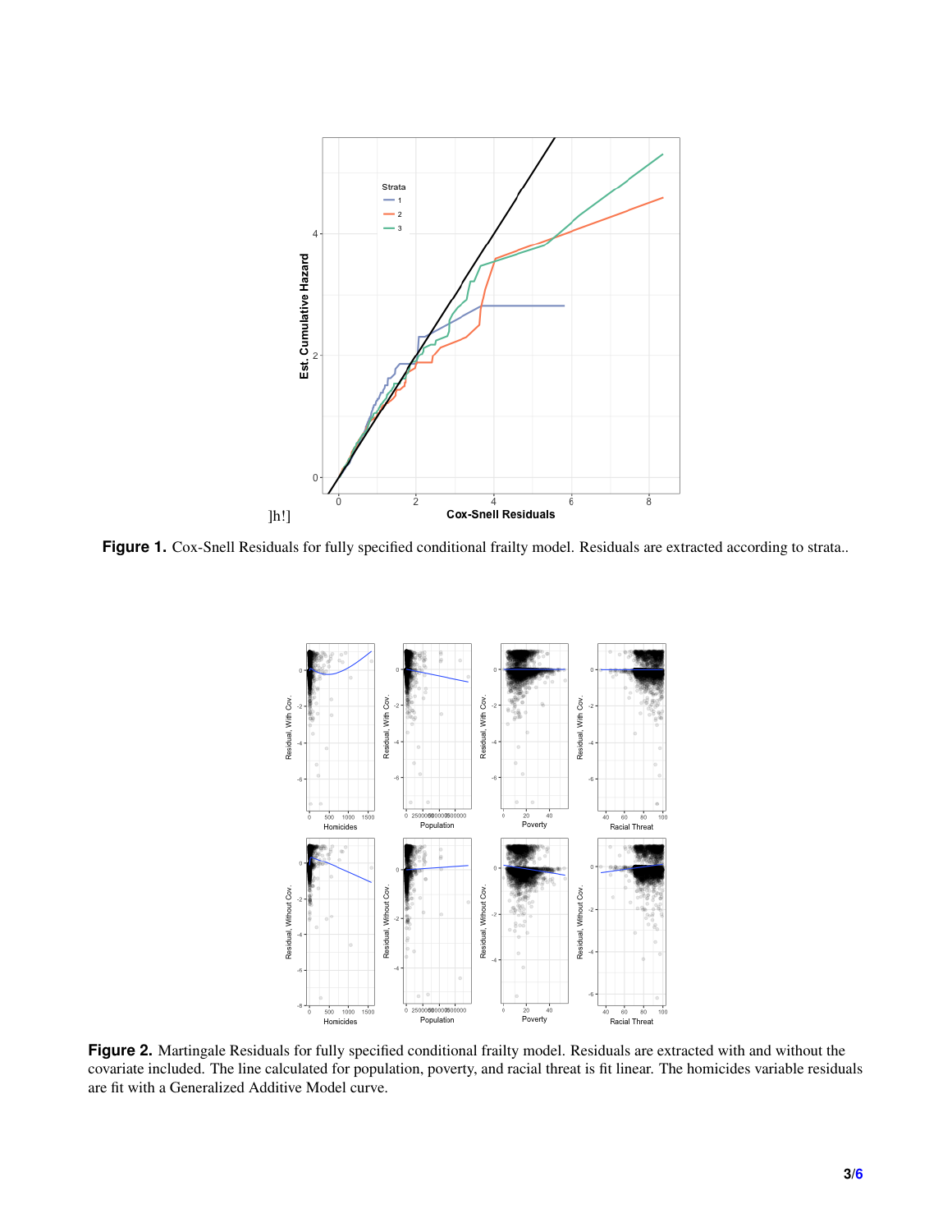Strata

1

2

3

Est. Cumulative Hazard

Cox-Snell Residuals

]h!]

**Figure 1.** Cox-Snell Residuals for fully specified conditional frailty model. Residuals are extracted according to strata..

Residual, With Cov.

Residual, Without Cov.

Homicides

Population

Poverty

Racial Threat

**Figure 2.** Martingale Residuals for fully specified conditional frailty model. Residuals are extracted with and without the covariate included. The line calculated for population, poverty, and racial threat is fit linear. The homicides variable residuals are fit with a Generalized Additive Model curve.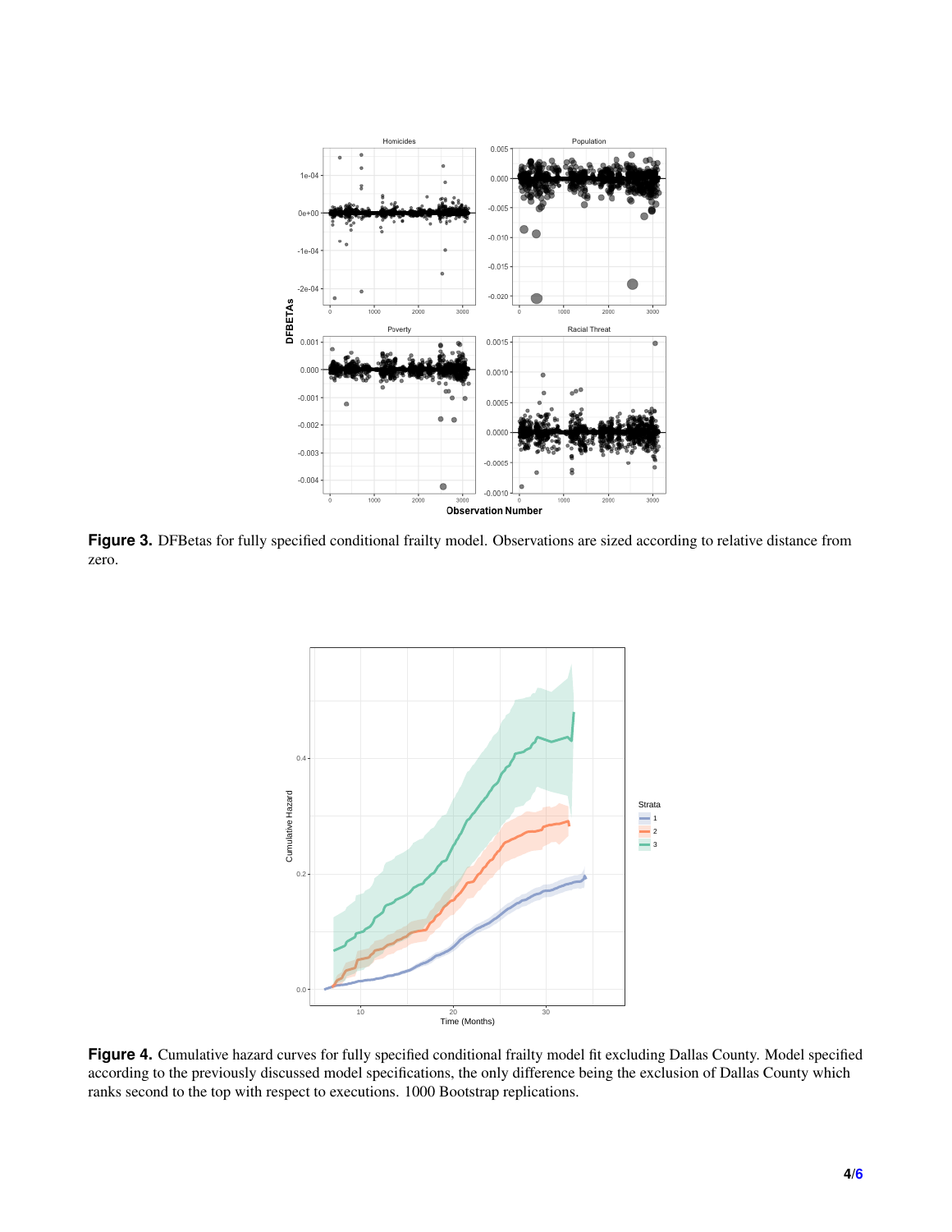Homicides

1e-04

0e+00

-1e-04

-2e-04

Population

0.005

0.000

-0.005

-0.010

-0.015

-0.020

Poverty

0.001

0.000

-0.001

-0.002

-0.003

-0.004

Racial Threat

0.0015

0.0010

0.0005

0.0000

-0.0005

-0.0010

0 1000 2000 3000

DFBETAs

Observation Number

**Figure 3.** DFBetas for fully specified conditional frailty model. Observations are sized according to relative distance from zero.

Cumulative Hazard

0.0

0.2

0.4

10 20 30

Time (Months)

Strata

1

2

3

**Figure 4.** Cumulative hazard curves for fully specified conditional frailty model fit excluding Dallas County. Model specified according to the previously discussed model specifications, the only difference being the exclusion of Dallas County which ranks second to the top with respect to executions. 1000 Bootstrap replications.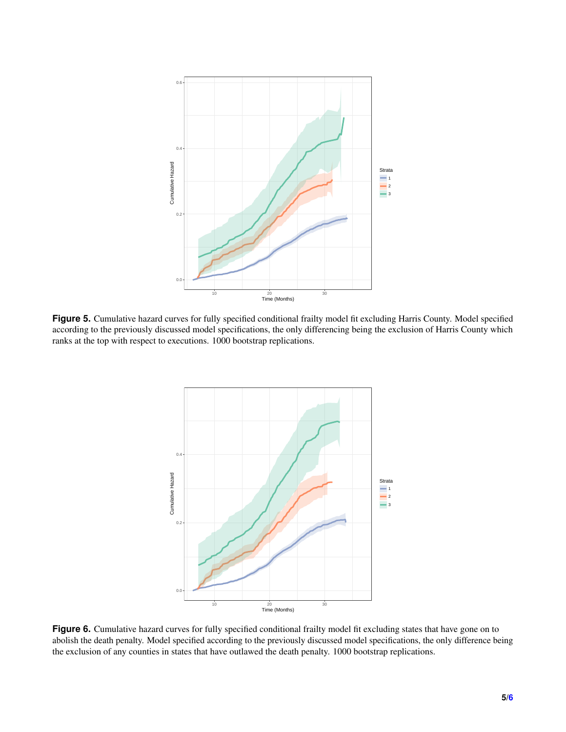0.6
0.4
0.2
0.0
Cumulative Hazard
10
20
30
Time (Months)
Strata
1
2
3

**Figure 5.** Cumulative hazard curves for fully specified conditional frailty model fit excluding Harris County. Model specified according to the previously discussed model specifications, the only differencing being the exclusion of Harris County which ranks at the top with respect to executions. 1000 bootstrap replications.

0.4
0.2
0.0
Cumulative Hazard
10
20
30
Time (Months)
Strata
1
2
3

**Figure 6.** Cumulative hazard curves for fully specified conditional frailty model fit excluding states that have gone on to abolish the death penalty. Model specified according to the previously discussed model specifications, the only difference being the exclusion of any counties in states that have outlawed the death penalty. 1000 bootstrap replications.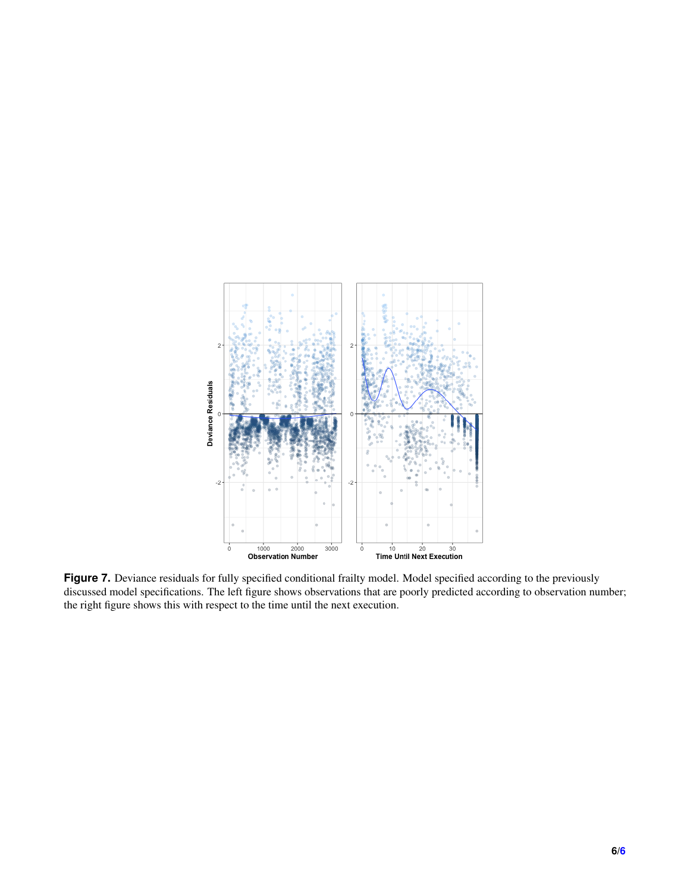Deviance Residuals

2

0

-2

0 1000 2000 3000

Observation Number

0 10 20 30

Time Until Next Execution

**Figure 7.** Deviance residuals for fully specified conditional frailty model. Model specified according to the previously discussed model specifications. The left figure shows observations that are poorly predicted according to observation number; the right figure shows this with respect to the time until the next execution.